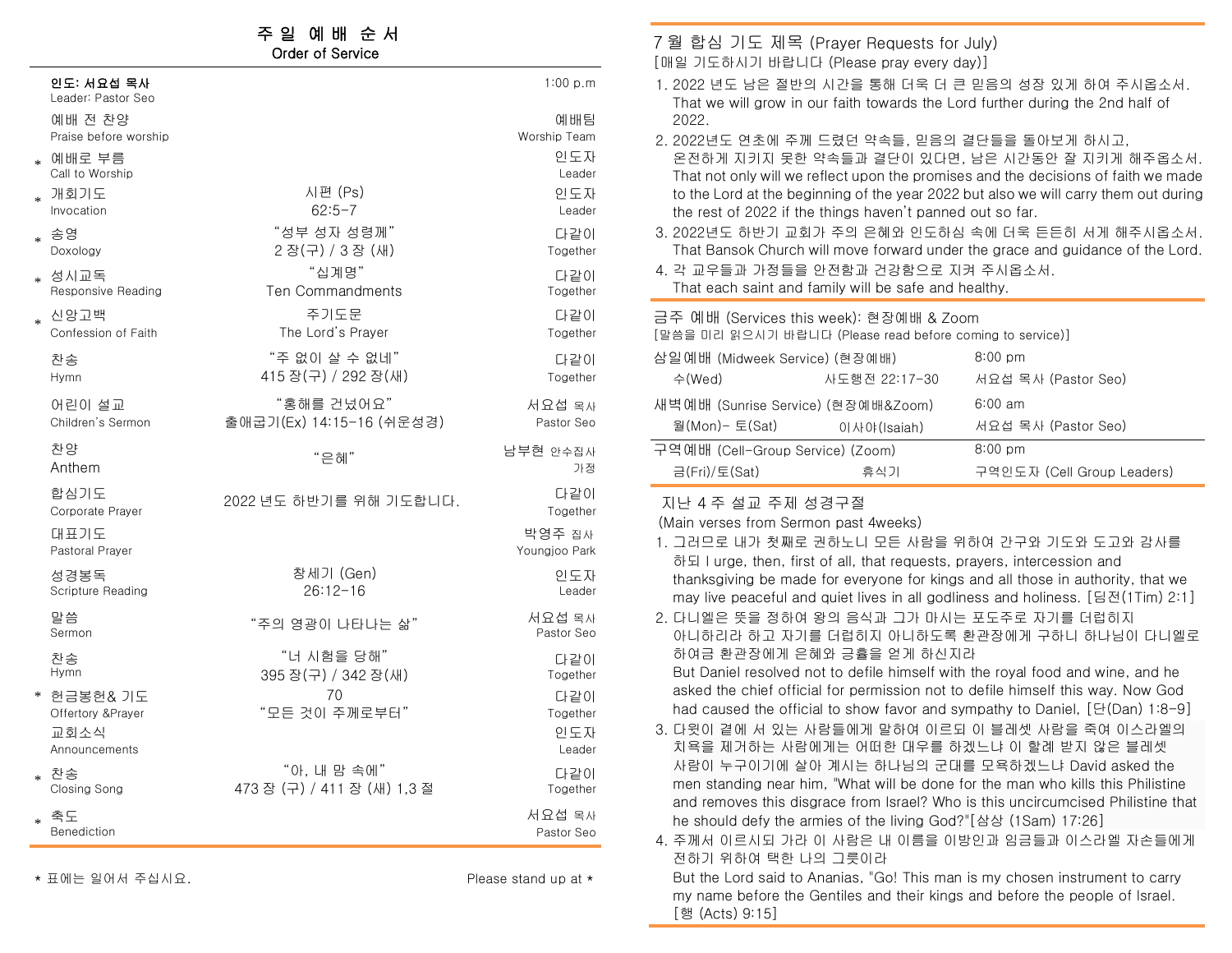# 주일 예배 순서
## Order of Service

| | | |
|---|---|---|
| **인도: 서요섭 목사** Leader: Pastor Seo | | 1:00 p.m |
| 예배 전 찬양 Praise before worship | | 예배팀 Worship Team |
| * 예배로 부름 Call to Worship | | 인도자 Leader |
| * 개회기도 Invocation | 시편 (Ps) 62:5-7 | 인도자 Leader |
| * 송영 Doxology | "성부 성자 성령께" 2 장(구) / 3 장 (새) | 다같이 Together |
| * 성시교독 Responsive Reading | "십계명" Ten Commandments | 다같이 Together |
| * 신앙고백 Confession of Faith | 주기도문 The Lord's Prayer | 다같이 Together |
| 찬송 Hymn | "주 없이 살 수 없네" 415 장(구) / 292 장(새) | 다같이 Together |
| 어린이 설교 Children's Sermon | "홍해를 건넜어요" 출애굽기(Ex) 14:15-16 (쉬운성경) | 서요섭 목사 Pastor Seo |
| 찬양 Anthem | "은혜" | 남부현 안수집사 가정 |
| 합심기도 Corporate Prayer | 2022 년도 하반기를 위해 기도합니다. | 다같이 Together |
| 대표기도 Pastoral Prayer | | 박영주 집사 Youngjoo Park |
| 성경봉독 Scripture Reading | 창세기 (Gen) 26:12-16 | 인도자 Leader |
| 말씀 Sermon | "주의 영광이 나타나는 삶" | 서요섭 목사 Pastor Seo |
| 찬송 Hymn | "너 시험을 당해" 395 장(구) / 342 장(새) | 다같이 Together |
| * 헌금봉헌& 기도 Offertory &Prayer | 70 "모든 것이 주께로부터" | 다같이 Together |
| 교회소식 Announcements | | 인도자 Leader |
| * 찬송 Closing Song | "아, 내 맘 속에" 473 장 (구) / 411 장 (새) 1,3 절 | 다같이 Together |
| * 축도 Benediction | | 서요섭 목사 Pastor Seo |

* 표에는 일어서 주십시요. Please stand up at *

## 7 월 합심 기도 제목 (Prayer Requests for July)

[매일 기도하시기 바랍니다 (Please pray every day)]

1. 2022 년도 남은 절반의 시간을 통해 더욱 더 큰 믿음의 성장 있게 하여 주시옵소서. That we will grow in our faith towards the Lord further during the 2nd half of 2022.
2. 2022년도 연초에 주께 드렸던 약속들, 믿음의 결단들을 돌아보게 하시고, 온전하게 지키지 못한 약속들과 결단이 있다면, 남은 시간동안 잘 지키게 해주옵소서. That not only will we reflect upon the promises and the decisions of faith we made to the Lord at the beginning of the year 2022 but also we will carry them out during the rest of 2022 if the things haven't panned out so far.
3. 2022년도 하반기 교회가 주의 은혜와 인도하심 속에 더욱 든든히 서게 해주시옵소서. That Bansok Church will move forward under the grace and guidance of the Lord.
4. 각 교우들과 가정들을 안전함과 건강함으로 지켜 주시옵소서. That each saint and family will be safe and healthy.

## 금주 예배 (Services this week): 현장예배 & Zoom

[말씀을 미리 읽으시기 바랍니다 (Please read before coming to service)]

| | | |
|---|---|---|
| 삼일예배 (Midweek Service) (현장예배) | | 8:00 pm |
| 수(Wed) | 사도행전 22:17-30 | 서요섭 목사 (Pastor Seo) |
| 새벽예배 (Sunrise Service) (현장예배&Zoom) | | 6:00 am |
| 월(Mon)- 토(Sat) | 이사야(Isaiah) | 서요섭 목사 (Pastor Seo) |
| 구역예배 (Cell-Group Service) (Zoom) | | 8:00 pm |
| 금(Fri)/토(Sat) | 휴식기 | 구역인도자 (Cell Group Leaders) |

## 지난 4 주 설교 주제 성경구절

(Main verses from Sermon past 4weeks)

1. 그러므로 내가 첫째로 권하노니 모든 사람을 위하여 간구와 기도와 도고와 감사를 하되 I urge, then, first of all, that requests, prayers, intercession and thanksgiving be made for everyone for kings and all those in authority, that we may live peaceful and quiet lives in all godliness and holiness. [딤전(1Tim) 2:1]
2. 다니엘은 뜻을 정하여 왕의 음식과 그가 마시는 포도주로 자기를 더럽히지 아니하리라 하고 자기를 더럽히지 아니하도록 환관장에게 구하니 하나님이 다니엘로 하여금 환관장에게 은혜와 긍휼을 얻게 하신지라 But Daniel resolved not to defile himself with the royal food and wine, and he asked the chief official for permission not to defile himself this way. Now God had caused the official to show favor and sympathy to Daniel, [단(Dan) 1:8-9]
3. 다윗이 곁에 서 있는 사람들에게 말하여 이르되 이 블레셋 사람을 죽여 이스라엘의 치욕을 제거하는 사람에게는 어떠한 대우를 하겠느냐 이 할례 받지 않은 블레셋 사람이 누구이기에 살아 계시는 하나님의 군대를 모욕하겠느냐 David asked the men standing near him, "What will be done for the man who kills this Philistine and removes this disgrace from Israel? Who is this uncircumcised Philistine that he should defy the armies of the living God?"[삼상 (1Sam) 17:26]
4. 주께서 이르시되 가라 이 사람은 내 이름을 이방인과 임금들과 이스라엘 자손들에게 전하기 위하여 택한 나의 그릇이라 But the Lord said to Ananias, "Go! This man is my chosen instrument to carry my name before the Gentiles and their kings and before the people of Israel. [행 (Acts) 9:15]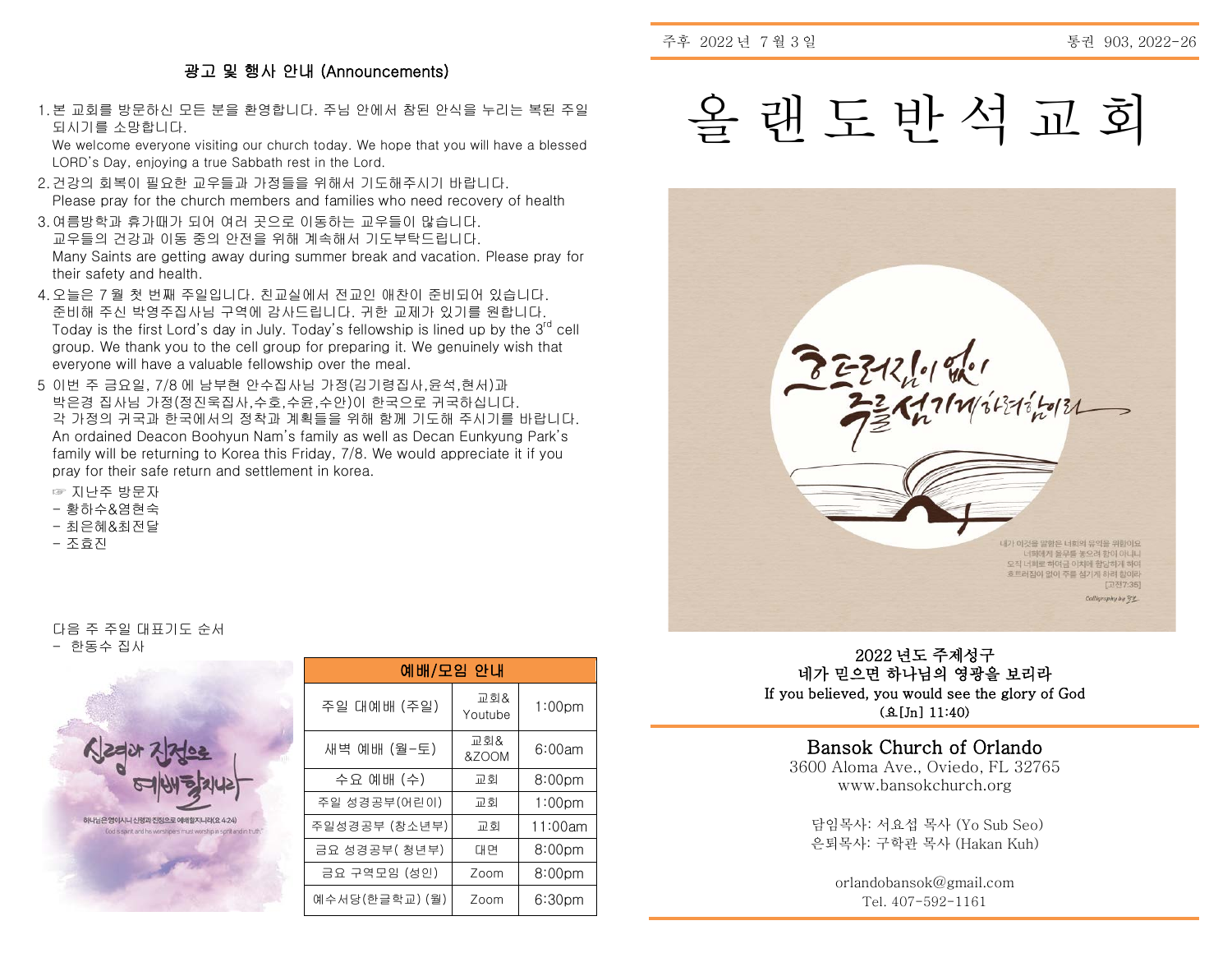## 광고 및 행사 안내 (Announcements)

1. 본 교회를 방문하신 모든 분을 환영합니다. 주님 안에서 참된 안식을 누리는 복된 주일 되시기를 소망합니다.
   We welcome everyone visiting our church today. We hope that you will have a blessed LORD's Day, enjoying a true Sabbath rest in the Lord.
2. 건강의 회복이 필요한 교우들과 가정들을 위해서 기도해주시기 바랍니다.
   Please pray for the church members and families who need recovery of health
3. 여름방학과 휴가때가 되어 여러 곳으로 이동하는 교우들이 많습니다.
   교우들의 건강과 이동 중의 안전을 위해 계속해서 기도부탁드립니다.
   Many Saints are getting away during summer break and vacation. Please pray for their safety and health.
4. 오늘은 7 월 첫 번째 주일입니다. 친교실에서 전교인 애찬이 준비되어 있습니다.
   준비해 주신 박영주집사님 구역에 감사드립니다. 귀한 교제가 있기를 원합니다.
   Today is the first Lord's day in July. Today's fellowship is lined up by the 3rd cell group. We thank you to the cell group for preparing it. We genuinely wish that everyone will have a valuable fellowship over the meal.
5. 이번 주 금요일, 7/8 에 남부현 안수집사님 가정(김기령집사,윤석,현서)과 박은경 집사님 가정(정진욱집사,수호,수윤,수안)이 한국으로 귀국하십니다.
   각 가정의 귀국과 한국에서의 정착과 계획들을 위해 함께 기도해 주시기를 바랍니다.
   An ordained Deacon Boohyun Nam's family as well as Decan Eunkyung Park's family will be returning to Korea this Friday, 7/8. We would appreciate it if you pray for their safe return and settlement in korea.

☞ 지난주 방문자
- 황하수&염현숙
- 최은혜&최전달
- 조효진

다음 주 주일 대표기도 순서
- 한동수 집사

| 예배/모임 안내 | | |
|---|---|---|
| 주일 대예배 (주일) | 교회& Youtube | 1:00pm |
| 새벽 예배 (월-토) | 교회& &ZOOM | 6:00am |
| 수요 예배 (수) | 교회 | 8:00pm |
| 주일 성경공부(어린이) | 교회 | 1:00pm |
| 주일성경공부 (청소년부) | 교회 | 11:00am |
| 금요 성경공부( 청년부) | 대면 | 8:00pm |
| 금요 구역모임 (성인) | Zoom | 8:00pm |
| 예수서당(한글학교) (월) | Zoom | 6:30pm |

주후 2022 년 7 월 3 일 통권 903, 2022-26

# 올 랜 도 반 석 교 회

2022 년도 주제성구
**네가 믿으면 하나님의 영광을 보리라**
If you believed, you would see the glory of God
(요[Jn] 11:40)

## Bansok Church of Orlando

3600 Aloma Ave., Oviedo, FL 32765
www.bansokchurch.org

담임목사: 서요섭 목사 (Yo Sub Seo)
은퇴목사: 구학관 목사 (Hakan Kuh)

orlandobansok@gmail.com
Tel. 407-592-1161